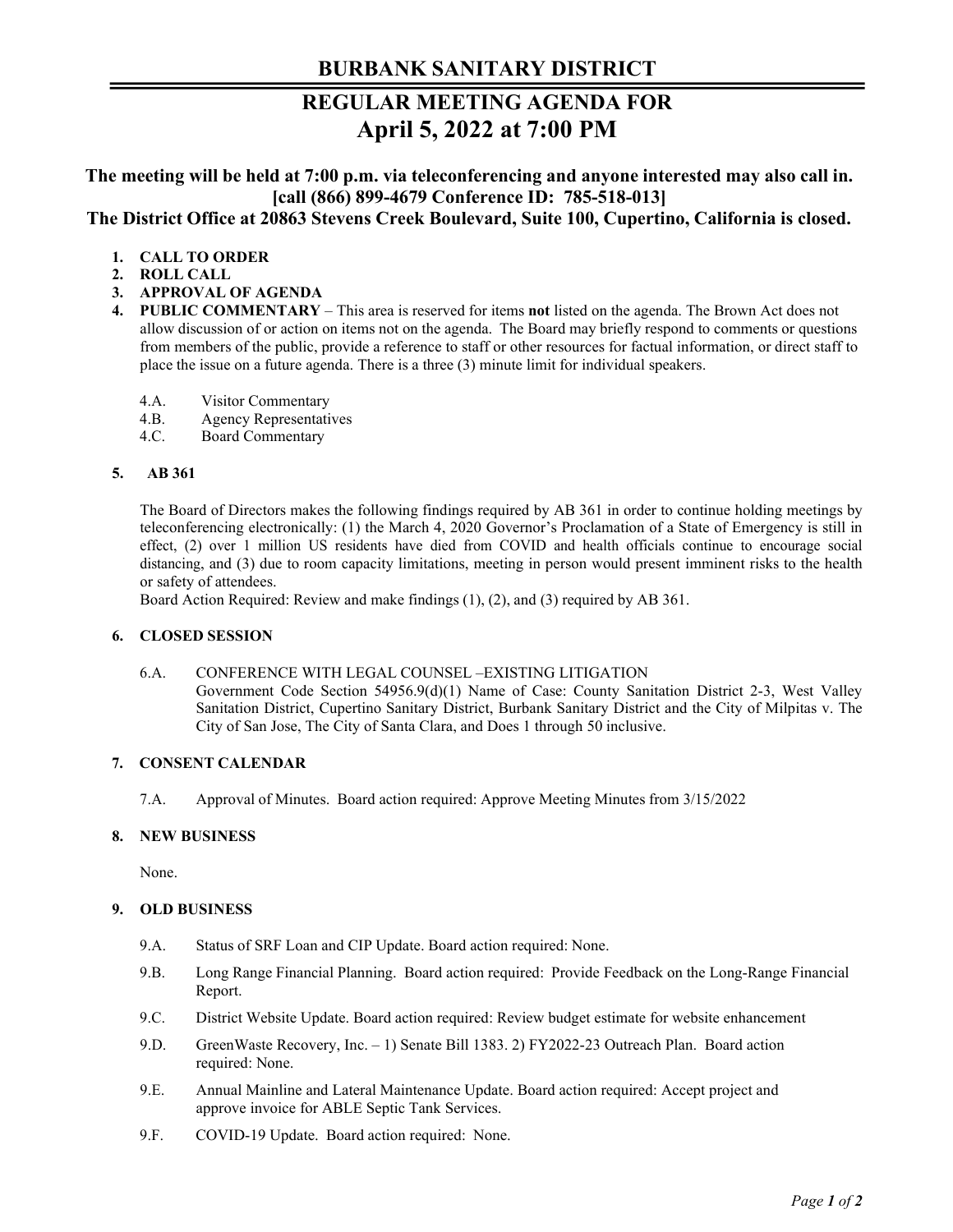# BURBANK SANITARY DISTRICT

## REGULAR MEETING AGENDA FOR
## April 5, 2022 at 7:00 PM

**The meeting will be held at 7:00 p.m. via teleconferencing and anyone interested may also call in. [call (866) 899-4679 Conference ID: 785-518-013]**
**The District Office at 20863 Stevens Creek Boulevard, Suite 100, Cupertino, California is closed.**

1. **CALL TO ORDER**
2. **ROLL CALL**
3. **APPROVAL OF AGENDA**
4. **PUBLIC COMMENTARY** – This area is reserved for items **not** listed on the agenda. The Brown Act does not allow discussion of or action on items not on the agenda. The Board may briefly respond to comments or questions from members of the public, provide a reference to staff or other resources for factual information, or direct staff to place the issue on a future agenda. There is a three (3) minute limit for individual speakers.

   4.A. Visitor Commentary
   4.B. Agency Representatives
   4.C. Board Commentary

5. **AB 361**

   The Board of Directors makes the following findings required by AB 361 in order to continue holding meetings by teleconferencing electronically: (1) the March 4, 2020 Governor's Proclamation of a State of Emergency is still in effect, (2) over 1 million US residents have died from COVID and health officials continue to encourage social distancing, and (3) due to room capacity limitations, meeting in person would present imminent risks to the health or safety of attendees.
   Board Action Required: Review and make findings (1), (2), and (3) required by AB 361.

6. **CLOSED SESSION**

   6.A. CONFERENCE WITH LEGAL COUNSEL –EXISTING LITIGATION
   Government Code Section 54956.9(d)(1) Name of Case: County Sanitation District 2-3, West Valley Sanitation District, Cupertino Sanitary District, Burbank Sanitary District and the City of Milpitas v. The City of San Jose, The City of Santa Clara, and Does 1 through 50 inclusive.

7. **CONSENT CALENDAR**

   7.A. Approval of Minutes. Board action required: Approve Meeting Minutes from 3/15/2022

8. **NEW BUSINESS**

   None.

9. **OLD BUSINESS**

   9.A. Status of SRF Loan and CIP Update. Board action required: None.

   9.B. Long Range Financial Planning. Board action required: Provide Feedback on the Long-Range Financial Report.

   9.C. District Website Update. Board action required: Review budget estimate for website enhancement

   9.D. GreenWaste Recovery, Inc. – 1) Senate Bill 1383. 2) FY2022-23 Outreach Plan. Board action required: None.

   9.E. Annual Mainline and Lateral Maintenance Update. Board action required: Accept project and approve invoice for ABLE Septic Tank Services.

   9.F. COVID-19 Update. Board action required: None.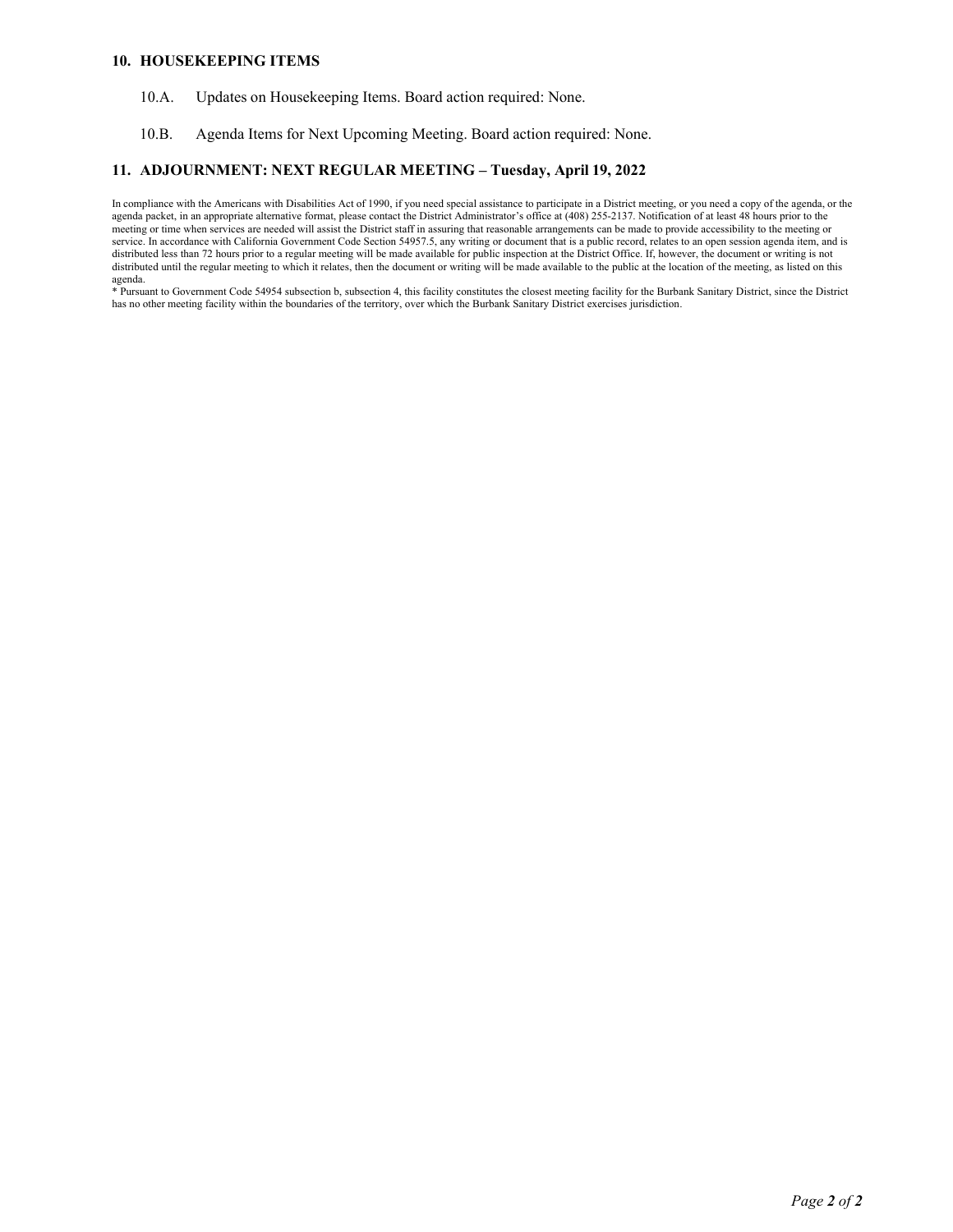## 10. HOUSEKEEPING ITEMS

10.A. Updates on Housekeeping Items. Board action required: None.

10.B. Agenda Items for Next Upcoming Meeting. Board action required: None.

## 11. ADJOURNMENT: NEXT REGULAR MEETING – Tuesday, April 19, 2022

In compliance with the Americans with Disabilities Act of 1990, if you need special assistance to participate in a District meeting, or you need a copy of the agenda, or the agenda packet, in an appropriate alternative format, please contact the District Administrator's office at (408) 255-2137. Notification of at least 48 hours prior to the meeting or time when services are needed will assist the District staff in assuring that reasonable arrangements can be made to provide accessibility to the meeting or service. In accordance with California Government Code Section 54957.5, any writing or document that is a public record, relates to an open session agenda item, and is distributed less than 72 hours prior to a regular meeting will be made available for public inspection at the District Office. If, however, the document or writing is not distributed until the regular meeting to which it relates, then the document or writing will be made available to the public at the location of the meeting, as listed on this agenda.

* Pursuant to Government Code 54954 subsection b, subsection 4, this facility constitutes the closest meeting facility for the Burbank Sanitary District, since the District has no other meeting facility within the boundaries of the territory, over which the Burbank Sanitary District exercises jurisdiction.